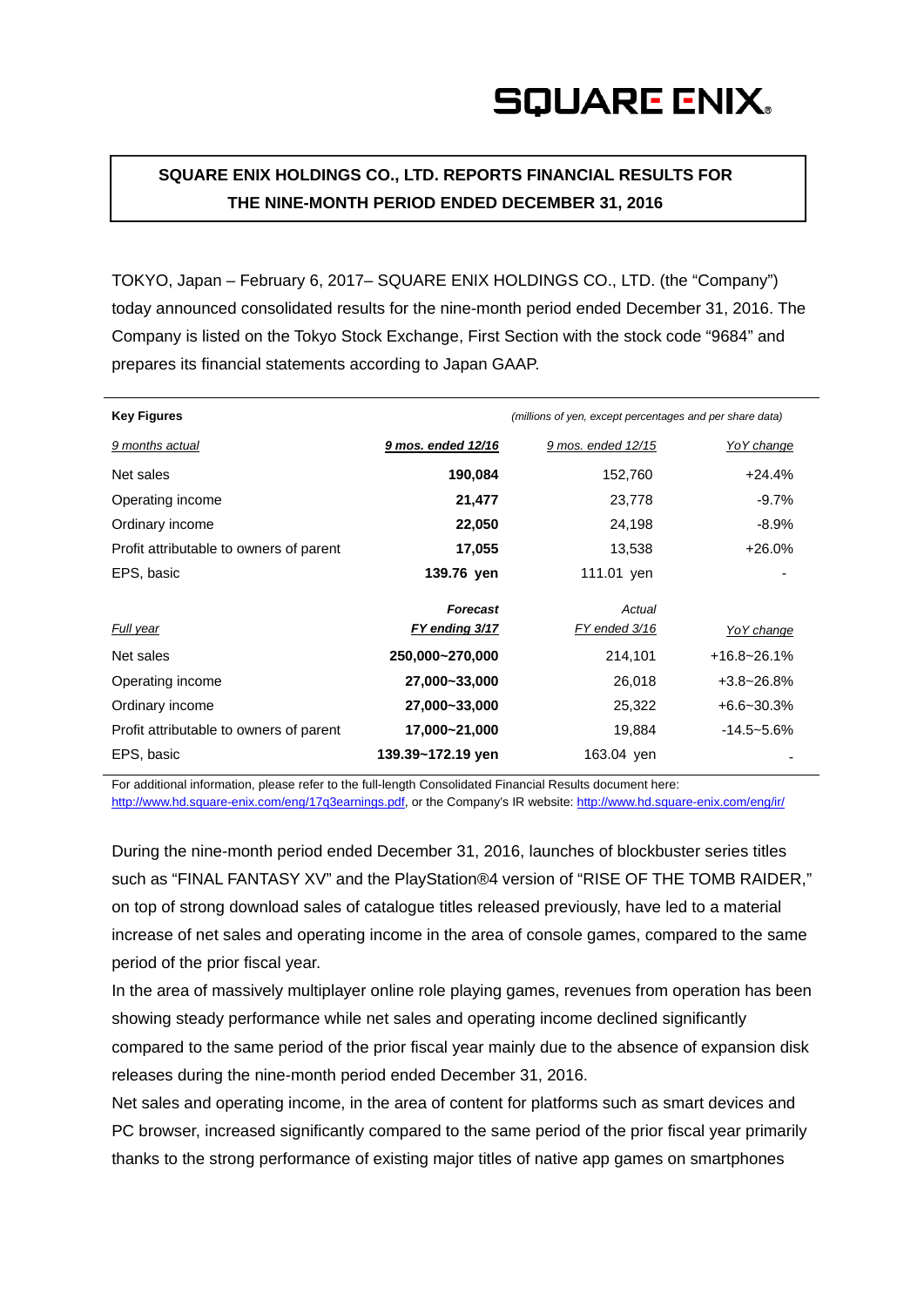SQUARE ENIX

## SQUARE ENIX HOLDINGS CO., LTD. REPORTS FINANCIAL RESULTS FOR THE NINE-MONTH PERIOD ENDED DECEMBER 31, 2016

TOKYO, Japan – February 6, 2017– SQUARE ENIX HOLDINGS CO., LTD. (the "Company") today announced consolidated results for the nine-month period ended December 31, 2016. The Company is listed on the Tokyo Stock Exchange, First Section with the stock code "9684" and prepares its financial statements according to Japan GAAP.

| **Key Figures** | *(millions of yen, except percentages and per share data)* | | |
|---|---|---|---|
| *9 months actual* | ***9 mos. ended 12/16*** | *9 mos. ended 12/15* | *YoY change* |
| Net sales | **190,084** | 152,760 | +24.4% |
| Operating income | **21,477** | 23,778 | -9.7% |
| Ordinary income | **22,050** | 24,198 | -8.9% |
| Profit attributable to owners of parent | **17,055** | 13,538 | +26.0% |
| EPS, basic | **139.76 yen** | 111.01 yen | - |
| *Full year* | ***Forecast FY ending 3/17*** | *Actual FY ended 3/16* | *YoY change* |
| Net sales | **250,000~270,000** | 214,101 | +16.8~26.1% |
| Operating income | **27,000~33,000** | 26,018 | +3.8~26.8% |
| Ordinary income | **27,000~33,000** | 25,322 | +6.6~30.3% |
| Profit attributable to owners of parent | **17,000~21,000** | 19,884 | -14.5~5.6% |
| EPS, basic | **139.39~172.19 yen** | 163.04 yen | - |

For additional information, please refer to the full-length Consolidated Financial Results document here: http://www.hd.square-enix.com/eng/17q3earnings.pdf, or the Company's IR website: http://www.hd.square-enix.com/eng/ir/

During the nine-month period ended December 31, 2016, launches of blockbuster series titles such as "FINAL FANTASY XV" and the PlayStation®4 version of "RISE OF THE TOMB RAIDER," on top of strong download sales of catalogue titles released previously, have led to a material increase of net sales and operating income in the area of console games, compared to the same period of the prior fiscal year.

In the area of massively multiplayer online role playing games, revenues from operation has been showing steady performance while net sales and operating income declined significantly compared to the same period of the prior fiscal year mainly due to the absence of expansion disk releases during the nine-month period ended December 31, 2016.

Net sales and operating income, in the area of content for platforms such as smart devices and PC browser, increased significantly compared to the same period of the prior fiscal year primarily thanks to the strong performance of existing major titles of native app games on smartphones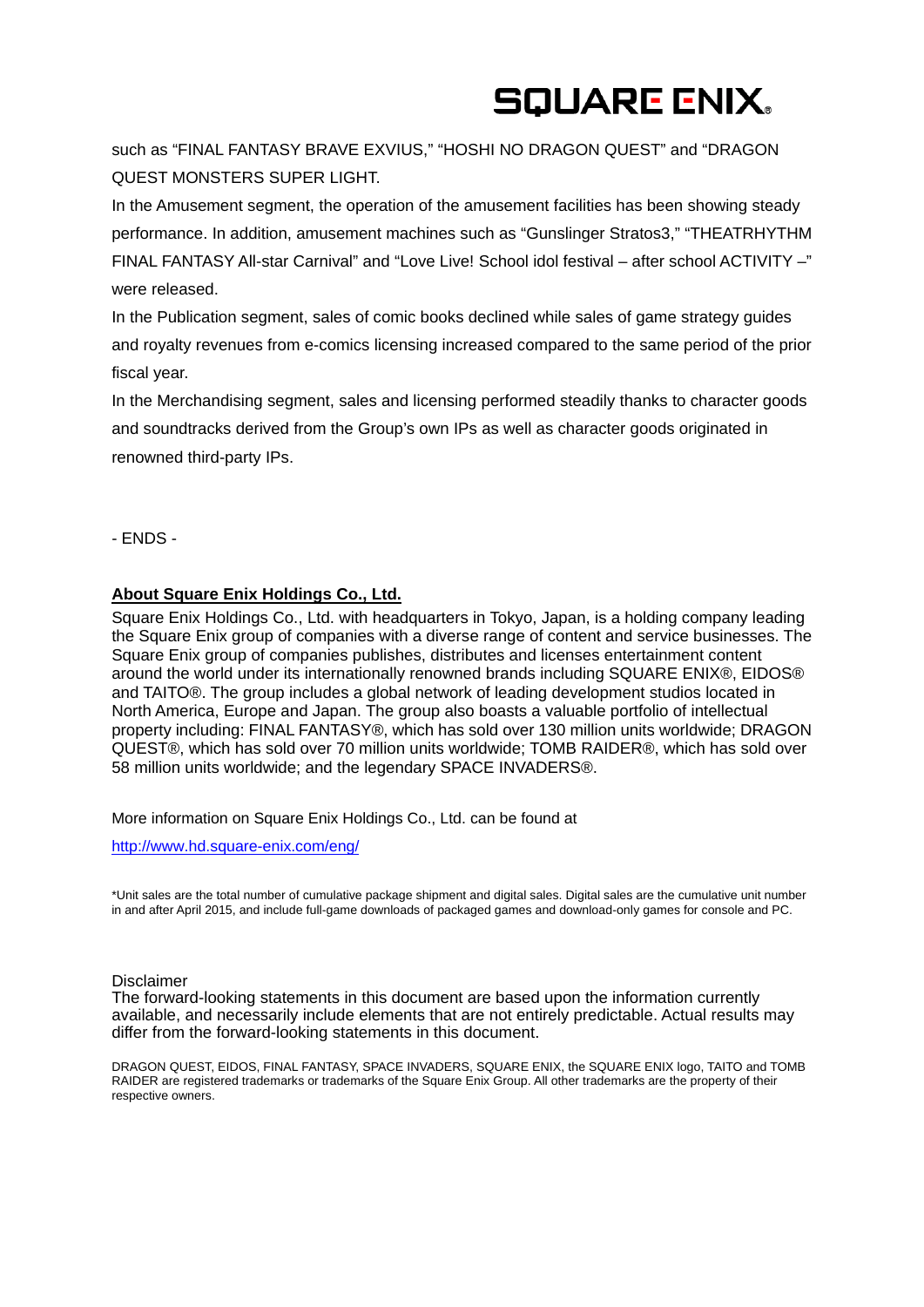such as “FINAL FANTASY BRAVE EXVIUS,” “HOSHI NO DRAGON QUEST” and “DRAGON QUEST MONSTERS SUPER LIGHT.

In the Amusement segment, the operation of the amusement facilities has been showing steady performance. In addition, amusement machines such as “Gunslinger Stratos3,” “THEATRHYTHM FINAL FANTASY All-star Carnival” and “Love Live! School idol festival – after school ACTIVITY –” were released.

In the Publication segment, sales of comic books declined while sales of game strategy guides and royalty revenues from e-comics licensing increased compared to the same period of the prior fiscal year.

In the Merchandising segment, sales and licensing performed steadily thanks to character goods and soundtracks derived from the Group’s own IPs as well as character goods originated in renowned third-party IPs.

- ENDS -

**About Square Enix Holdings Co., Ltd.**

Square Enix Holdings Co., Ltd. with headquarters in Tokyo, Japan, is a holding company leading the Square Enix group of companies with a diverse range of content and service businesses. The Square Enix group of companies publishes, distributes and licenses entertainment content around the world under its internationally renowned brands including SQUARE ENIX®, EIDOS® and TAITO®. The group includes a global network of leading development studios located in North America, Europe and Japan. The group also boasts a valuable portfolio of intellectual property including: FINAL FANTASY®, which has sold over 130 million units worldwide; DRAGON QUEST®, which has sold over 70 million units worldwide; TOMB RAIDER®, which has sold over 58 million units worldwide; and the legendary SPACE INVADERS®.

More information on Square Enix Holdings Co., Ltd. can be found at

http://www.hd.square-enix.com/eng/

*Unit sales are the total number of cumulative package shipment and digital sales. Digital sales are the cumulative unit number in and after April 2015, and include full-game downloads of packaged games and download-only games for console and PC.

Disclaimer

The forward-looking statements in this document are based upon the information currently available, and necessarily include elements that are not entirely predictable. Actual results may differ from the forward-looking statements in this document.

DRAGON QUEST, EIDOS, FINAL FANTASY, SPACE INVADERS, SQUARE ENIX, the SQUARE ENIX logo, TAITO and TOMB RAIDER are registered trademarks or trademarks of the Square Enix Group. All other trademarks are the property of their respective owners.